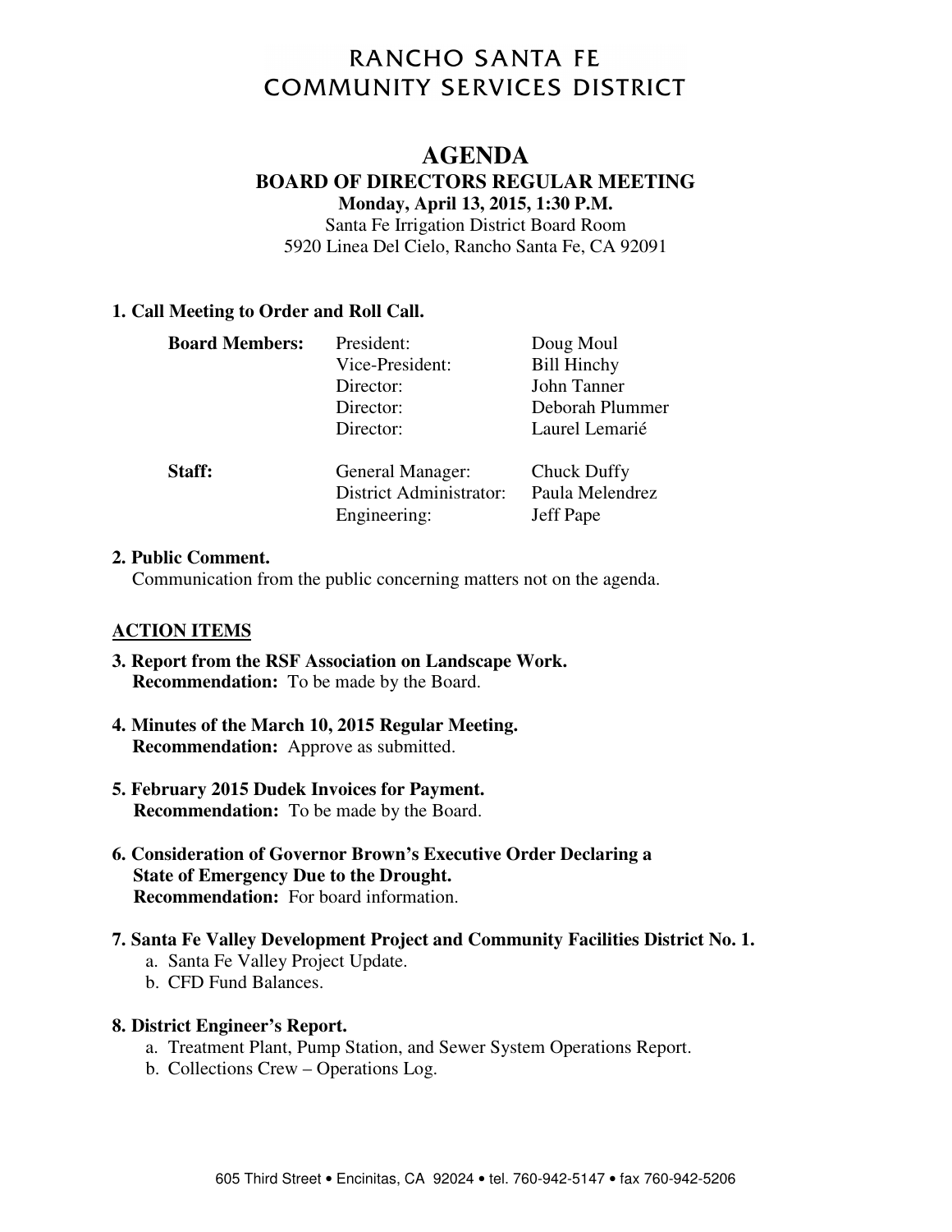# RANCHO SANTA FE COMMUNITY SERVICES DISTRICT

## AGENDA

### BOARD OF DIRECTORS REGULAR MEETING

**Monday, April 13, 2015, 1:30 P.M.**

Santa Fe Irrigation District Board Room
5920 Linea Del Cielo, Rancho Santa Fe, CA 92091

**1. Call Meeting to Order and Roll Call.**

| | | |
|---|---|---|
| **Board Members:** | President: | Doug Moul |
| | Vice-President: | Bill Hinchy |
| | Director: | John Tanner |
| | Director: | Deborah Plummer |
| | Director: | Laurel Lemarié |
| **Staff:** | General Manager: | Chuck Duffy |
| | District Administrator: | Paula Melendrez |
| | Engineering: | Jeff Pape |

**2. Public Comment.**
Communication from the public concerning matters not on the agenda.

**ACTION ITEMS**

**3. Report from the RSF Association on Landscape Work.**
**Recommendation:** To be made by the Board.

**4. Minutes of the March 10, 2015 Regular Meeting.**
**Recommendation:** Approve as submitted.

**5. February 2015 Dudek Invoices for Payment.**
**Recommendation:** To be made by the Board.

**6. Consideration of Governor Brown's Executive Order Declaring a State of Emergency Due to the Drought.**
**Recommendation:** For board information.

**7. Santa Fe Valley Development Project and Community Facilities District No. 1.**

a. Santa Fe Valley Project Update.
b. CFD Fund Balances.

**8. District Engineer's Report.**

a. Treatment Plant, Pump Station, and Sewer System Operations Report.
b. Collections Crew – Operations Log.

605 Third Street • Encinitas, CA 92024 • tel. 760-942-5147 • fax 760-942-5206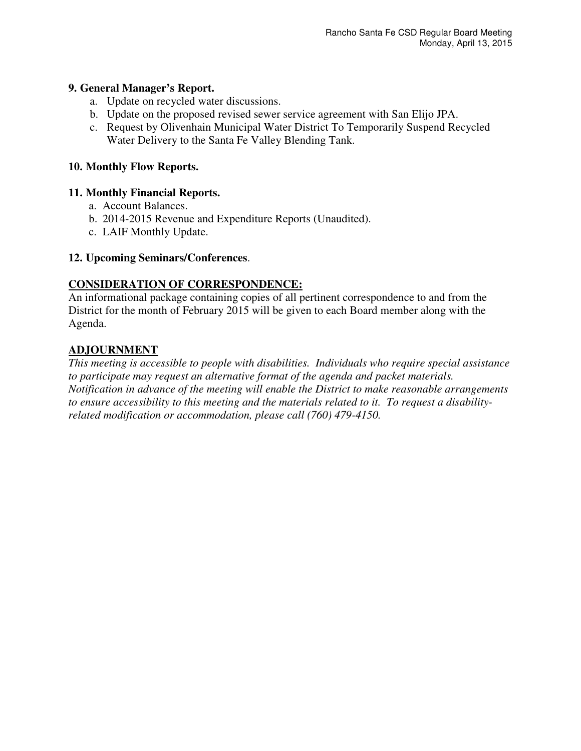**9. General Manager's Report.**

a. Update on recycled water discussions.
b. Update on the proposed revised sewer service agreement with San Elijo JPA.
c. Request by Olivenhain Municipal Water District To Temporarily Suspend Recycled Water Delivery to the Santa Fe Valley Blending Tank.

**10. Monthly Flow Reports.**

**11. Monthly Financial Reports.**

a. Account Balances.
b. 2014-2015 Revenue and Expenditure Reports (Unaudited).
c. LAIF Monthly Update.

**12. Upcoming Seminars/Conferences**.

**CONSIDERATION OF CORRESPONDENCE:**

An informational package containing copies of all pertinent correspondence to and from the District for the month of February 2015 will be given to each Board member along with the Agenda.

**ADJOURNMENT**

*This meeting is accessible to people with disabilities. Individuals who require special assistance to participate may request an alternative format of the agenda and packet materials. Notification in advance of the meeting will enable the District to make reasonable arrangements to ensure accessibility to this meeting and the materials related to it. To request a disability-related modification or accommodation, please call (760) 479-4150.*